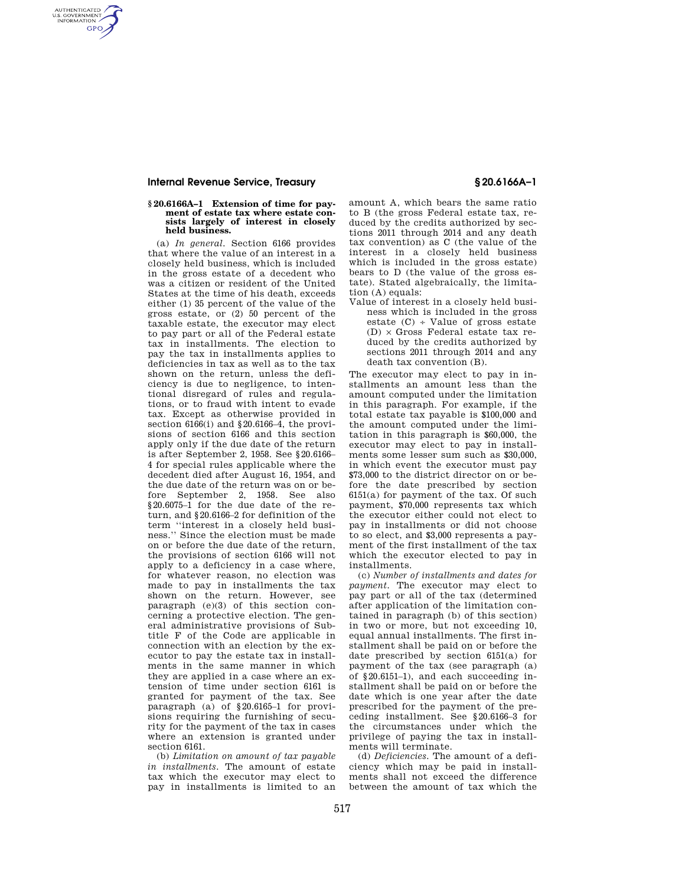## § 20.6166A–1 Extension of time for payment of estate tax where estate consists largely of interest in closely held business.

(a) *In general.* Section 6166 provides that where the value of an interest in a closely held business, which is included in the gross estate of a decedent who was a citizen or resident of the United States at the time of his death, exceeds either (1) 35 percent of the value of the gross estate, or (2) 50 percent of the taxable estate, the executor may elect to pay part or all of the Federal estate tax in installments. The election to pay the tax in installments applies to deficiencies in tax as well as to the tax shown on the return, unless the deficiency is due to negligence, to intentional disregard of rules and regulations, or to fraud with intent to evade tax. Except as otherwise provided in section 6166(i) and §20.6166–4, the provisions of section 6166 and this section apply only if the due date of the return is after September 2, 1958. See §20.6166–4 for special rules applicable where the decedent died after August 16, 1954, and the due date of the return was on or before September 2, 1958. See also §20.6075–1 for the due date of the return, and §20.6166–2 for definition of the term ''interest in a closely held business.'' Since the election must be made on or before the due date of the return, the provisions of section 6166 will not apply to a deficiency in a case where, for whatever reason, no election was made to pay in installments the tax shown on the return. However, see paragraph (e)(3) of this section concerning a protective election. The general administrative provisions of Subtitle F of the Code are applicable in connection with an election by the executor to pay the estate tax in installments in the same manner in which they are applied in a case where an extension of time under section 6161 is granted for payment of the tax. See paragraph (a) of §20.6165–1 for provisions requiring the furnishing of security for the payment of the tax in cases where an extension is granted under section 6161.

(b) *Limitation on amount of tax payable in installments.* The amount of estate tax which the executor may elect to pay in installments is limited to an amount A, which bears the same ratio to B (the gross Federal estate tax, reduced by the credits authorized by sections 2011 through 2014 and any death tax convention) as C (the value of the interest in a closely held business which is included in the gross estate) bears to D (the value of the gross estate). Stated algebraically, the limitation (A) equals:

Value of interest in a closely held business which is included in the gross estate (C) ÷ Value of gross estate (D) × Gross Federal estate tax reduced by the credits authorized by sections 2011 through 2014 and any death tax convention (B).

The executor may elect to pay in installments an amount less than the amount computed under the limitation in this paragraph. For example, if the total estate tax payable is $100,000 and the amount computed under the limitation in this paragraph is $60,000, the executor may elect to pay in installments some lesser sum such as $30,000, in which event the executor must pay $73,000 to the district director on or before the date prescribed by section 6151(a) for payment of the tax. Of such payment, $70,000 represents tax which the executor either could not elect to pay in installments or did not choose to so elect, and $3,000 represents a payment of the first installment of the tax which the executor elected to pay in installments.

(c) *Number of installments and dates for payment.* The executor may elect to pay part or all of the tax (determined after application of the limitation contained in paragraph (b) of this section) in two or more, but not exceeding 10, equal annual installments. The first installment shall be paid on or before the date prescribed by section 6151(a) for payment of the tax (see paragraph (a) of §20.6151–1), and each succeeding installment shall be paid on or before the date which is one year after the date prescribed for the payment of the preceding installment. See §20.6166–3 for the circumstances under which the privilege of paying the tax in installments will terminate.

(d) *Deficiencies.* The amount of a deficiency which may be paid in installments shall not exceed the difference between the amount of tax which the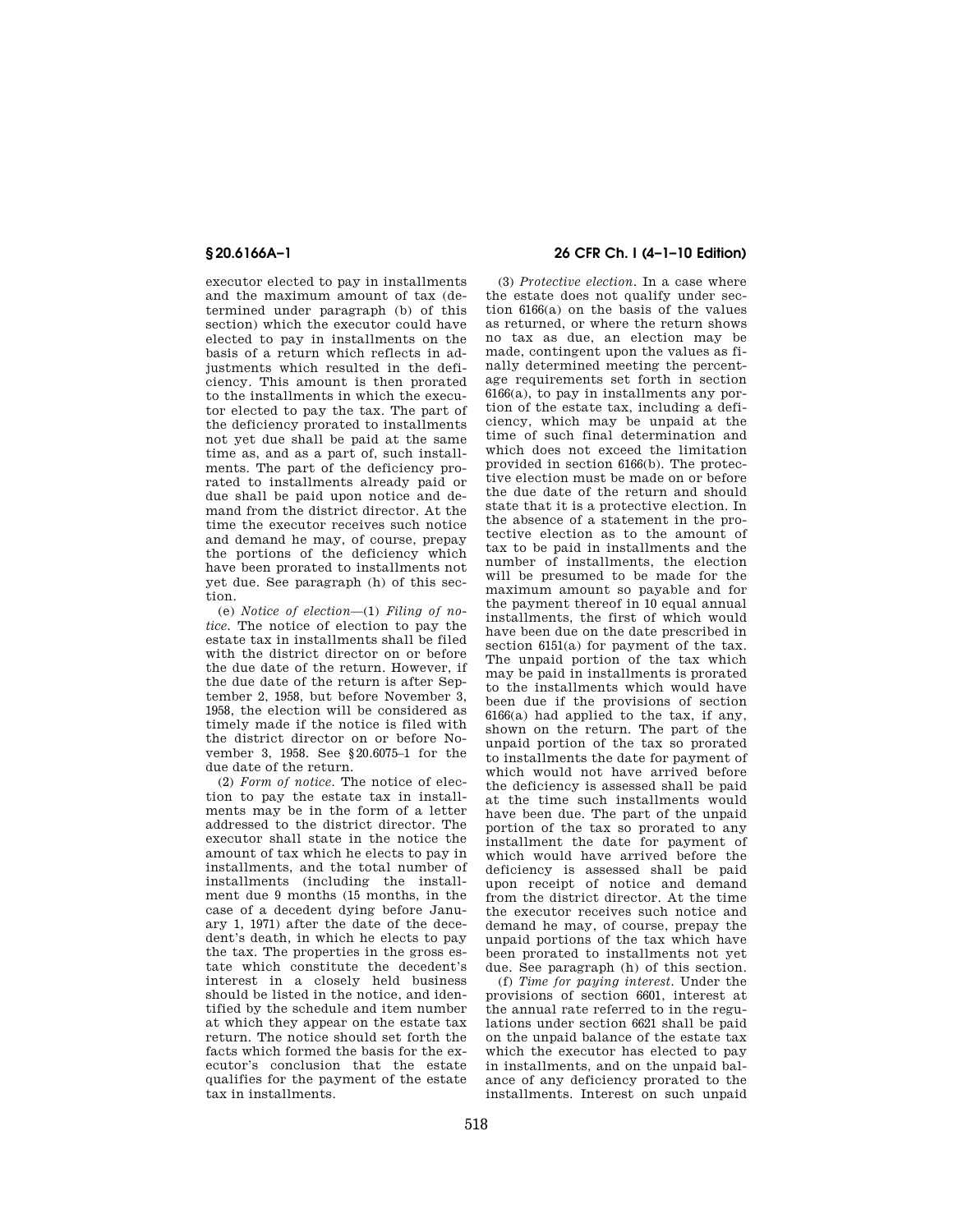executor elected to pay in installments and the maximum amount of tax (determined under paragraph (b) of this section) which the executor could have elected to pay in installments on the basis of a return which reflects in adjustments which resulted in the deficiency. This amount is then prorated to the installments in which the executor elected to pay the tax. The part of the deficiency prorated to installments not yet due shall be paid at the same time as, and as a part of, such installments. The part of the deficiency prorated to installments already paid or due shall be paid upon notice and demand from the district director. At the time the executor receives such notice and demand he may, of course, prepay the portions of the deficiency which have been prorated to installments not yet due. See paragraph (h) of this section.

(e) *Notice of election*—(1) *Filing of notice*. The notice of election to pay the estate tax in installments shall be filed with the district director on or before the due date of the return. However, if the due date of the return is after September 2, 1958, but before November 3, 1958, the election will be considered as timely made if the notice is filed with the district director on or before November 3, 1958. See §20.6075–1 for the due date of the return.

(2) *Form of notice*. The notice of election to pay the estate tax in installments may be in the form of a letter addressed to the district director. The executor shall state in the notice the amount of tax which he elects to pay in installments, and the total number of installments (including the installment due 9 months (15 months, in the case of a decedent dying before January 1, 1971) after the date of the decedent's death, in which he elects to pay the tax. The properties in the gross estate which constitute the decedent's interest in a closely held business should be listed in the notice, and identified by the schedule and item number at which they appear on the estate tax return. The notice should set forth the facts which formed the basis for the executor's conclusion that the estate qualifies for the payment of the estate tax in installments.

(3) *Protective election*. In a case where the estate does not qualify under section 6166(a) on the basis of the values as returned, or where the return shows no tax as due, an election may be made, contingent upon the values as finally determined meeting the percentage requirements set forth in section 6166(a), to pay in installments any portion of the estate tax, including a deficiency, which may be unpaid at the time of such final determination and which does not exceed the limitation provided in section 6166(b). The protective election must be made on or before the due date of the return and should state that it is a protective election. In the absence of a statement in the protective election as to the amount of tax to be paid in installments and the number of installments, the election will be presumed to be made for the maximum amount so payable and for the payment thereof in 10 equal annual installments, the first of which would have been due on the date prescribed in section 6151(a) for payment of the tax. The unpaid portion of the tax which may be paid in installments is prorated to the installments which would have been due if the provisions of section 6166(a) had applied to the tax, if any, shown on the return. The part of the unpaid portion of the tax so prorated to installments the date for payment of which would not have arrived before the deficiency is assessed shall be paid at the time such installments would have been due. The part of the unpaid portion of the tax so prorated to any installment the date for payment of which would have arrived before the deficiency is assessed shall be paid upon receipt of notice and demand from the district director. At the time the executor receives such notice and demand he may, of course, prepay the unpaid portions of the tax which have been prorated to installments not yet due. See paragraph (h) of this section.

(f) *Time for paying interest*. Under the provisions of section 6601, interest at the annual rate referred to in the regulations under section 6621 shall be paid on the unpaid balance of the estate tax which the executor has elected to pay in installments, and on the unpaid balance of any deficiency prorated to the installments. Interest on such unpaid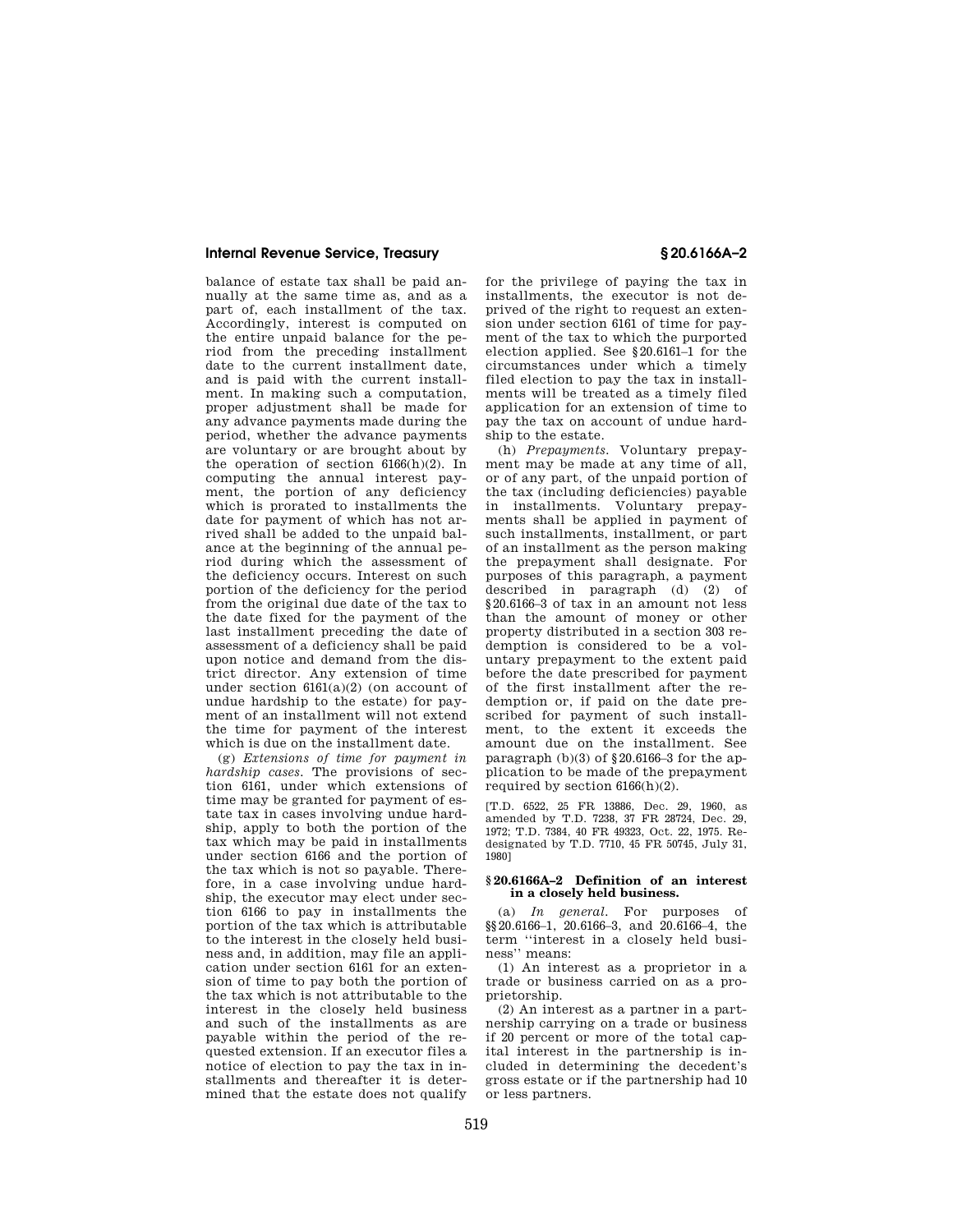balance of estate tax shall be paid annually at the same time as, and as a part of, each installment of the tax. Accordingly, interest is computed on the entire unpaid balance for the period from the preceding installment date to the current installment date, and is paid with the current installment. In making such a computation, proper adjustment shall be made for any advance payments made during the period, whether the advance payments are voluntary or are brought about by the operation of section 6166(h)(2). In computing the annual interest payment, the portion of any deficiency which is prorated to installments the date for payment of which has not arrived shall be added to the unpaid balance at the beginning of the annual period during which the assessment of the deficiency occurs. Interest on such portion of the deficiency for the period from the original due date of the tax to the date fixed for the payment of the last installment preceding the date of assessment of a deficiency shall be paid upon notice and demand from the district director. Any extension of time under section 6161(a)(2) (on account of undue hardship to the estate) for payment of an installment will not extend the time for payment of the interest which is due on the installment date.

(g) *Extensions of time for payment in hardship cases.* The provisions of section 6161, under which extensions of time may be granted for payment of estate tax in cases involving undue hardship, apply to both the portion of the tax which may be paid in installments under section 6166 and the portion of the tax which is not so payable. Therefore, in a case involving undue hardship, the executor may elect under section 6166 to pay in installments the portion of the tax which is attributable to the interest in the closely held business and, in addition, may file an application under section 6161 for an extension of time to pay both the portion of the tax which is not attributable to the interest in the closely held business and such of the installments as are payable within the period of the requested extension. If an executor files a notice of election to pay the tax in installments and thereafter it is determined that the estate does not qualify for the privilege of paying the tax in installments, the executor is not deprived of the right to request an extension under section 6161 of time for payment of the tax to which the purported election applied. See §20.6161–1 for the circumstances under which a timely filed election to pay the tax in installments will be treated as a timely filed application for an extension of time to pay the tax on account of undue hardship to the estate.

(h) *Prepayments.* Voluntary prepayment may be made at any time of all, or of any part, of the unpaid portion of the tax (including deficiencies) payable in installments. Voluntary prepayments shall be applied in payment of such installments, installment, or part of an installment as the person making the prepayment shall designate. For purposes of this paragraph, a payment described in paragraph (d) (2) of §20.6166–3 of tax in an amount not less than the amount of money or other property distributed in a section 303 redemption is considered to be a voluntary prepayment to the extent paid before the date prescribed for payment of the first installment after the redemption or, if paid on the date prescribed for payment of such installment, to the extent it exceeds the amount due on the installment. See paragraph (b)(3) of §20.6166–3 for the application to be made of the prepayment required by section 6166(h)(2).

[T.D. 6522, 25 FR 13886, Dec. 29, 1960, as amended by T.D. 7238, 37 FR 28724, Dec. 29, 1972; T.D. 7384, 40 FR 49323, Oct. 22, 1975. Redesignated by T.D. 7710, 45 FR 50745, July 31, 1980]

## §20.6166A–2 Definition of an interest in a closely held business.

(a) *In general.* For purposes of §§20.6166–1, 20.6166–3, and 20.6166–4, the term ''interest in a closely held business'' means:

(1) An interest as a proprietor in a trade or business carried on as a proprietorship.

(2) An interest as a partner in a partnership carrying on a trade or business if 20 percent or more of the total capital interest in the partnership is included in determining the decedent's gross estate or if the partnership had 10 or less partners.